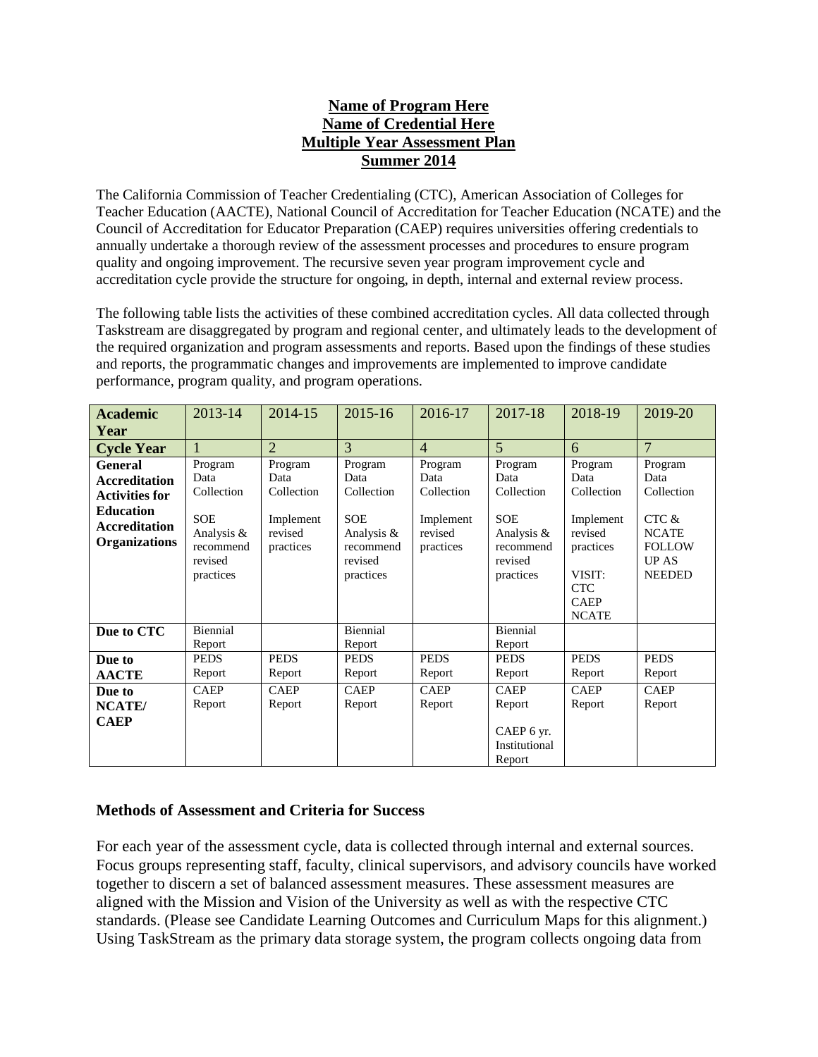**Name of Program Here**
**Name of Credential Here**
**Multiple Year Assessment Plan**
**Summer 2014**

The California Commission of Teacher Credentialing (CTC), American Association of Colleges for Teacher Education (AACTE), National Council of Accreditation for Teacher Education (NCATE) and the Council of Accreditation for Educator Preparation (CAEP) requires universities offering credentials to annually undertake a thorough review of the assessment processes and procedures to ensure program quality and ongoing improvement. The recursive seven year program improvement cycle and accreditation cycle provide the structure for ongoing, in depth, internal and external review process.

The following table lists the activities of these combined accreditation cycles. All data collected through Taskstream are disaggregated by program and regional center, and ultimately leads to the development of the required organization and program assessments and reports. Based upon the findings of these studies and reports, the programmatic changes and improvements are implemented to improve candidate performance, program quality, and program operations.

| **Academic Year** | 2013-14 | 2014-15 | 2015-16 | 2016-17 | 2017-18 | 2018-19 | 2019-20 |
|---|---|---|---|---|---|---|---|
| **Cycle Year** | 1 | 2 | 3 | 4 | 5 | 6 | 7 |
| **General Accreditation Activities for Education Accreditation Organizations** | Program Data Collection<br><br>SOE Analysis & recommend revised practices | Program Data Collection<br><br>Implement revised practices | Program Data Collection<br><br>SOE Analysis & recommend revised practices | Program Data Collection<br><br>Implement revised practices | Program Data Collection<br><br>SOE Analysis & recommend revised practices | Program Data Collection<br><br>Implement revised practices<br><br>VISIT: CTC CAEP NCATE | Program Data Collection<br><br>CTC & NCATE FOLLOW UP AS NEEDED |
| **Due to CTC** | Biennial Report | | Biennial Report | | Biennial Report | | |
| **Due to AACTE** | PEDS Report | PEDS Report | PEDS Report | PEDS Report | PEDS Report | PEDS Report | PEDS Report |
| **Due to NCATE/ CAEP** | CAEP Report | CAEP Report | CAEP Report | CAEP Report | CAEP Report<br><br>CAEP 6 yr. Institutional Report | CAEP Report | CAEP Report |

## Methods of Assessment and Criteria for Success

For each year of the assessment cycle, data is collected through internal and external sources. Focus groups representing staff, faculty, clinical supervisors, and advisory councils have worked together to discern a set of balanced assessment measures. These assessment measures are aligned with the Mission and Vision of the University as well as with the respective CTC standards. (Please see Candidate Learning Outcomes and Curriculum Maps for this alignment.) Using TaskStream as the primary data storage system, the program collects ongoing data from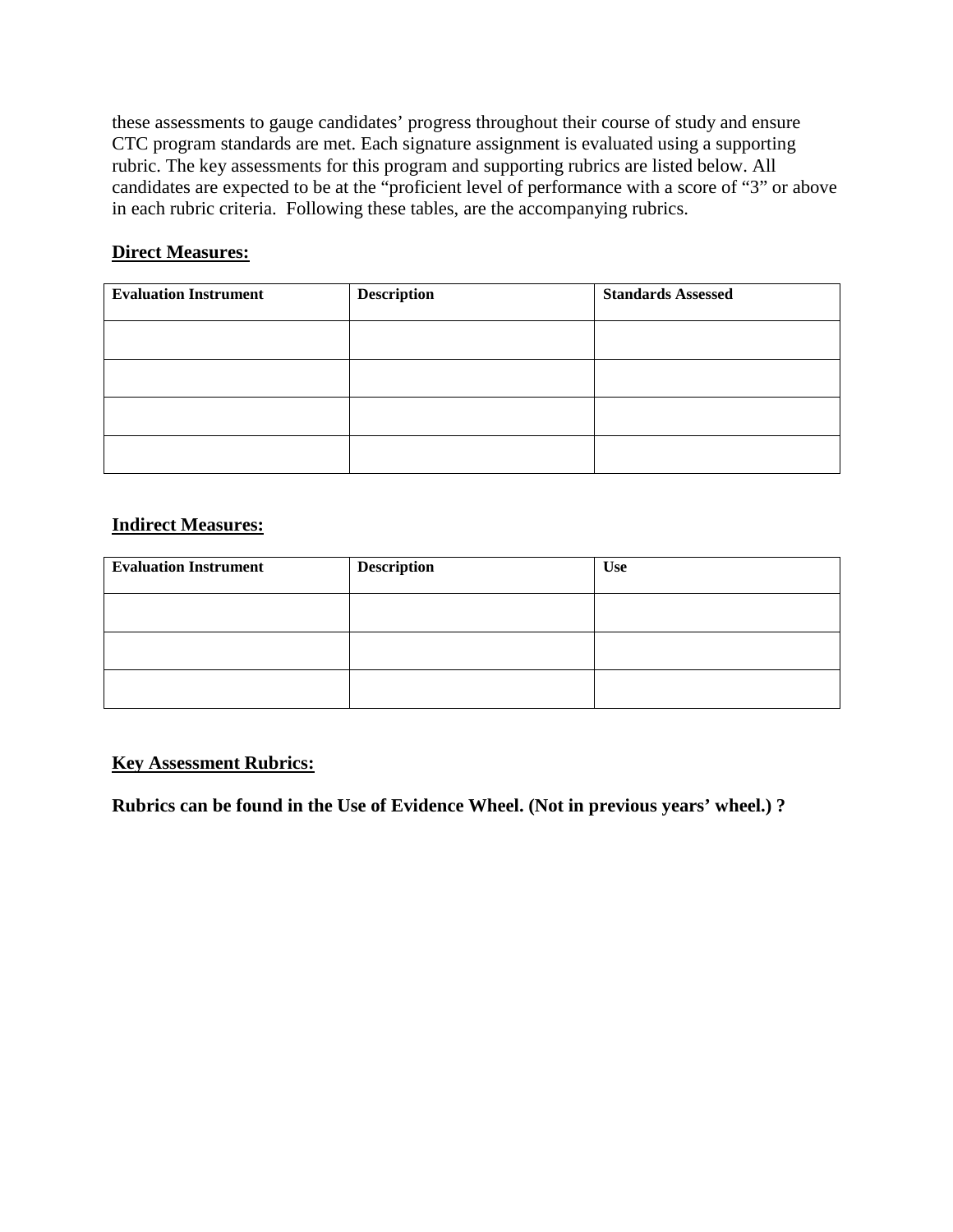these assessments to gauge candidates' progress throughout their course of study and ensure CTC program standards are met. Each signature assignment is evaluated using a supporting rubric. The key assessments for this program and supporting rubrics are listed below. All candidates are expected to be at the "proficient level of performance with a score of "3" or above in each rubric criteria.  Following these tables, are the accompanying rubrics.

**Direct Measures:**

| Evaluation Instrument | Description | Standards Assessed |
| --- | --- | --- |
| | | |
| | | |
| | | |
| | | |

**Indirect Measures:**

| Evaluation Instrument | Description | Use |
| --- | --- | --- |
| | | |
| | | |
| | | |

**Key Assessment Rubrics:**

**Rubrics can be found in the Use of Evidence Wheel. (Not in previous years' wheel.) ?**